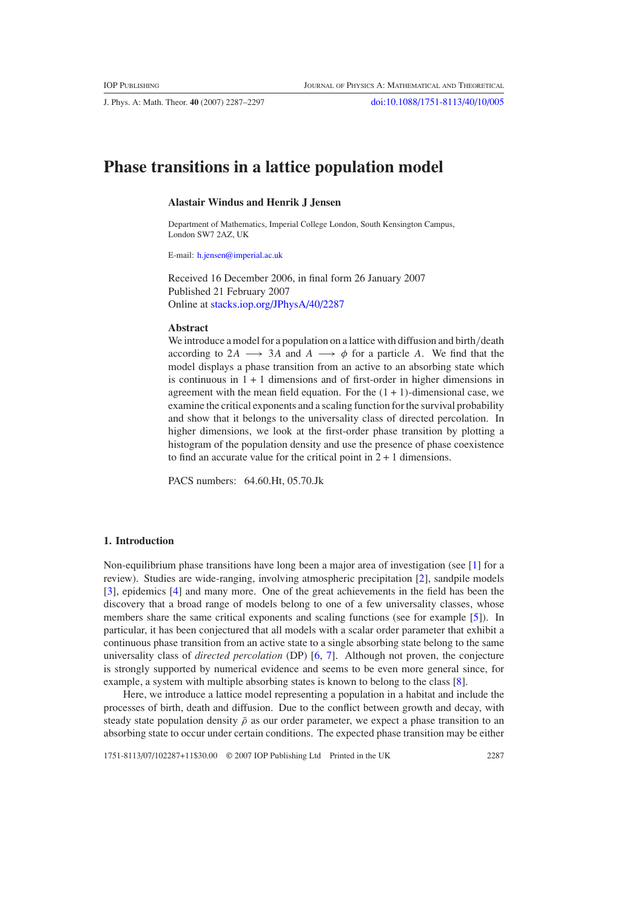# Phase transitions in a lattice population model

**Alastair Windus and Henrik J Jensen**

Department of Mathematics, Imperial College London, South Kensington Campus, London SW7 2AZ, UK

E-mail: h.jensen@imperial.ac.uk

Received 16 December 2006, in final form 26 January 2007
Published 21 February 2007
Online at stacks.iop.org/JPhysA/40/2287

### Abstract

We introduce a model for a population on a lattice with diffusion and birth/death according to $2A \longrightarrow 3A$ and $A \longrightarrow \phi$ for a particle $A$. We find that the model displays a phase transition from an active to an absorbing state which is continuous in 1 + 1 dimensions and of first-order in higher dimensions in agreement with the mean field equation. For the (1 + 1)-dimensional case, we examine the critical exponents and a scaling function for the survival probability and show that it belongs to the universality class of directed percolation. In higher dimensions, we look at the first-order phase transition by plotting a histogram of the population density and use the presence of phase coexistence to find an accurate value for the critical point in 2 + 1 dimensions.

PACS numbers: 64.60.Ht, 05.70.Jk

## 1. Introduction

Non-equilibrium phase transitions have long been a major area of investigation (see [1] for a review). Studies are wide-ranging, involving atmospheric precipitation [2], sandpile models [3], epidemics [4] and many more. One of the great achievements in the field has been the discovery that a broad range of models belong to one of a few universality classes, whose members share the same critical exponents and scaling functions (see for example [5]). In particular, it has been conjectured that all models with a scalar order parameter that exhibit a continuous phase transition from an active state to a single absorbing state belong to the same universality class of *directed percolation* (DP) [6, 7]. Although not proven, the conjecture is strongly supported by numerical evidence and seems to be even more general since, for example, a system with multiple absorbing states is known to belong to the class [8].

Here, we introduce a lattice model representing a population in a habitat and include the processes of birth, death and diffusion. Due to the conflict between growth and decay, with steady state population density $\bar{\rho}$ as our order parameter, we expect a phase transition to an absorbing state to occur under certain conditions. The expected phase transition may be either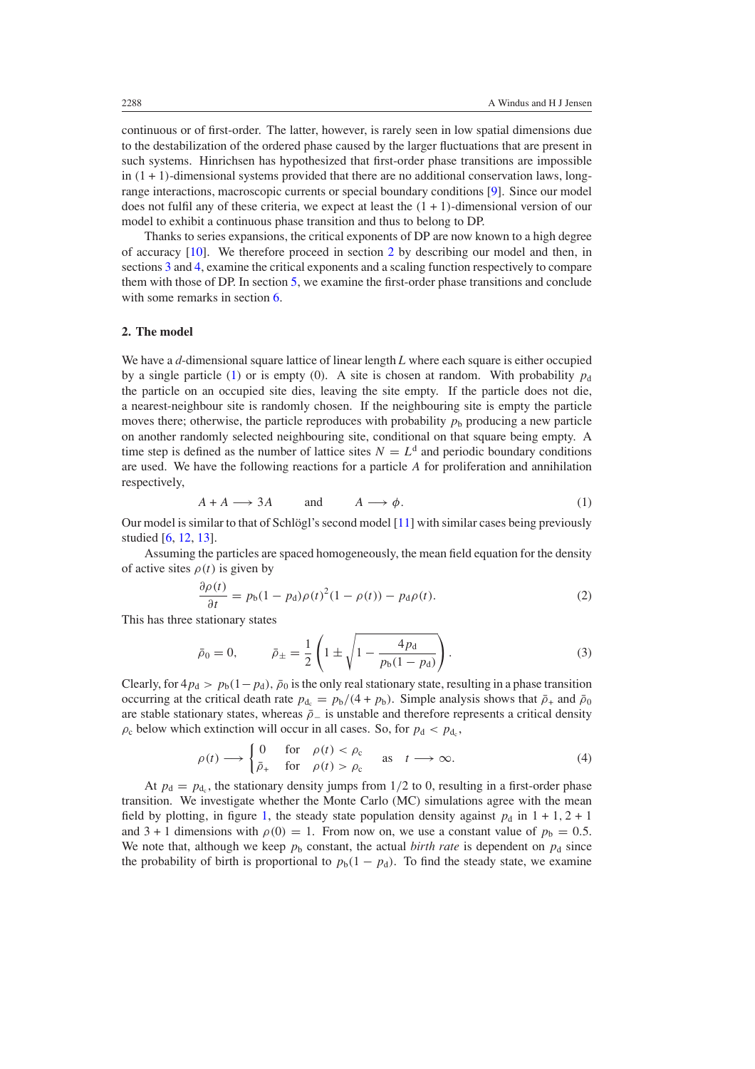continuous or of first-order. The latter, however, is rarely seen in low spatial dimensions due to the destabilization of the ordered phase caused by the larger fluctuations that are present in such systems. Hinrichsen has hypothesized that first-order phase transitions are impossible in $(1+1)$-dimensional systems provided that there are no additional conservation laws, long-range interactions, macroscopic currents or special boundary conditions [9]. Since our model does not fulfil any of these criteria, we expect at least the $(1+1)$-dimensional version of our model to exhibit a continuous phase transition and thus to belong to DP.

Thanks to series expansions, the critical exponents of DP are now known to a high degree of accuracy [10]. We therefore proceed in section 2 by describing our model and then, in sections 3 and 4, examine the critical exponents and a scaling function respectively to compare them with those of DP. In section 5, we examine the first-order phase transitions and conclude with some remarks in section 6.

## 2. The model

We have a $d$-dimensional square lattice of linear length $L$ where each square is either occupied by a single particle (1) or is empty (0). A site is chosen at random. With probability $p_{\mathrm{d}}$ the particle on an occupied site dies, leaving the site empty. If the particle does not die, a nearest-neighbour site is randomly chosen. If the neighbouring site is empty the particle moves there; otherwise, the particle reproduces with probability $p_{\mathrm{b}}$ producing a new particle on another randomly selected neighbouring site, conditional on that square being empty. A time step is defined as the number of lattice sites $N = L^{\mathrm{d}}$ and periodic boundary conditions are used. We have the following reactions for a particle $A$ for proliferation and annihilation respectively,

$$A + A \longrightarrow 3A \qquad \text{and} \qquad A \longrightarrow \phi. \tag{1}$$

Our model is similar to that of Schlögl's second model [11] with similar cases being previously studied [6, 12, 13].

Assuming the particles are spaced homogeneously, the mean field equation for the density of active sites $\rho(t)$ is given by

$$\frac{\partial \rho(t)}{\partial t} = p_{\mathrm{b}}(1-p_{\mathrm{d}})\rho(t)^2(1-\rho(t)) - p_{\mathrm{d}}\rho(t). \tag{2}$$

This has three stationary states

$$\bar{\rho}_0 = 0, \qquad \bar{\rho}_{\pm} = \frac{1}{2}\left(1 \pm \sqrt{1 - \frac{4p_{\mathrm{d}}}{p_{\mathrm{b}}(1-p_{\mathrm{d}})}}\right). \tag{3}$$

Clearly, for $4p_{\mathrm{d}} > p_{\mathrm{b}}(1-p_{\mathrm{d}})$, $\bar{\rho}_0$ is the only real stationary state, resulting in a phase transition occurring at the critical death rate $p_{\mathrm{d_c}} = p_{\mathrm{b}}/(4+p_{\mathrm{b}})$. Simple analysis shows that $\bar{\rho}_+$ and $\bar{\rho}_0$ are stable stationary states, whereas $\bar{\rho}_-$ is unstable and therefore represents a critical density $\rho_{\mathrm{c}}$ below which extinction will occur in all cases. So, for $p_{\mathrm{d}} < p_{\mathrm{d_c}}$,

$$\rho(t) \longrightarrow \begin{cases} 0 & \text{for} \quad \rho(t) < \rho_{\mathrm{c}} \\ \bar{\rho}_+ & \text{for} \quad \rho(t) > \rho_{\mathrm{c}} \end{cases} \quad \text{as} \quad t \longrightarrow \infty. \tag{4}$$

At $p_{\mathrm{d}} = p_{\mathrm{d_c}}$, the stationary density jumps from 1/2 to 0, resulting in a first-order phase transition. We investigate whether the Monte Carlo (MC) simulations agree with the mean field by plotting, in figure 1, the steady state population density against $p_{\mathrm{d}}$ in $1+1$, $2+1$ and $3+1$ dimensions with $\rho(0) = 1$. From now on, we use a constant value of $p_{\mathrm{b}} = 0.5$. We note that, although we keep $p_{\mathrm{b}}$ constant, the actual *birth rate* is dependent on $p_{\mathrm{d}}$ since the probability of birth is proportional to $p_{\mathrm{b}}(1-p_{\mathrm{d}})$. To find the steady state, we examine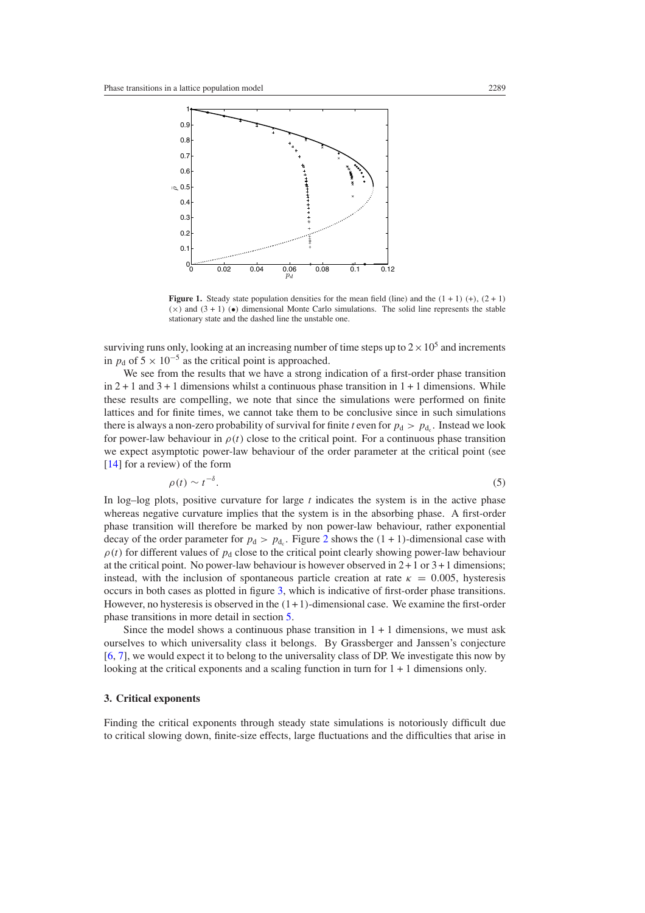**Figure 1.** Steady state population densities for the mean field (line) and the $(1 + 1)$ (+), $(2 + 1)$ (×) and $(3 + 1)$ (•) dimensional Monte Carlo simulations. The solid line represents the stable stationary state and the dashed line the unstable one.

surviving runs only, looking at an increasing number of time steps up to $2 \times 10^5$ and increments in $p_d$ of $5 \times 10^{-5}$ as the critical point is approached.

We see from the results that we have a strong indication of a first-order phase transition in $2 + 1$ and $3 + 1$ dimensions whilst a continuous phase transition in $1 + 1$ dimensions. While these results are compelling, we note that since the simulations were performed on finite lattices and for finite times, we cannot take them to be conclusive since in such simulations there is always a non-zero probability of survival for finite $t$ even for $p_d > p_{d_c}$. Instead we look for power-law behaviour in $\rho(t)$ close to the critical point. For a continuous phase transition we expect asymptotic power-law behaviour of the order parameter at the critical point (see [14] for a review) of the form

$$\rho(t) \sim t^{-\delta}. \tag{5}$$

In log–log plots, positive curvature for large $t$ indicates the system is in the active phase whereas negative curvature implies that the system is in the absorbing phase. A first-order phase transition will therefore be marked by non power-law behaviour, rather exponential decay of the order parameter for $p_d > p_{d_c}$. Figure 2 shows the $(1 + 1)$-dimensional case with $\rho(t)$ for different values of $p_d$ close to the critical point clearly showing power-law behaviour at the critical point. No power-law behaviour is however observed in $2+1$ or $3+1$ dimensions; instead, with the inclusion of spontaneous particle creation at rate $\kappa = 0.005$, hysteresis occurs in both cases as plotted in figure 3, which is indicative of first-order phase transitions. However, no hysteresis is observed in the $(1+1)$-dimensional case. We examine the first-order phase transitions in more detail in section 5.

Since the model shows a continuous phase transition in $1 + 1$ dimensions, we must ask ourselves to which universality class it belongs. By Grassberger and Janssen's conjecture [6, 7], we would expect it to belong to the universality class of DP. We investigate this now by looking at the critical exponents and a scaling function in turn for $1 + 1$ dimensions only.

## 3. Critical exponents

Finding the critical exponents through steady state simulations is notoriously difficult due to critical slowing down, finite-size effects, large fluctuations and the difficulties that arise in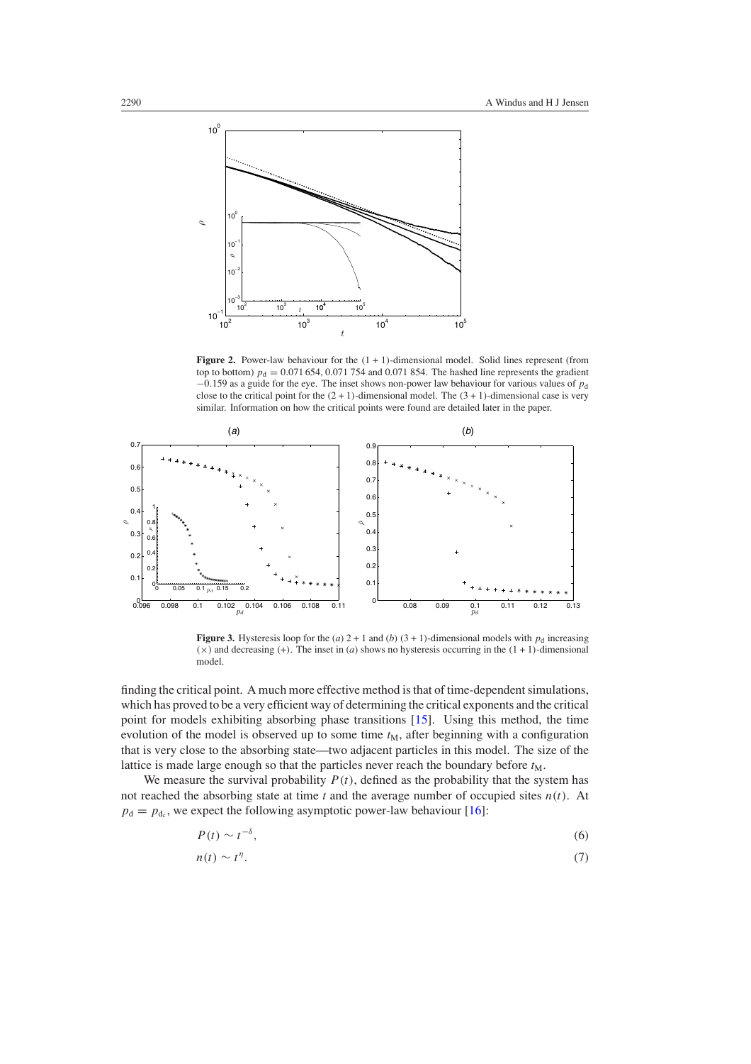**Figure 2.** Power-law behaviour for the (1 + 1)-dimensional model. Solid lines represent (from top to bottom) $p_d = 0.071\,654$, 0.071 754 and 0.071 854. The hashed line represents the gradient $-0.159$ as a guide for the eye. The inset shows non-power law behaviour for various values of $p_d$ close to the critical point for the (2 + 1)-dimensional model. The (3 + 1)-dimensional case is very similar. Information on how the critical points were found are detailed later in the paper.

**Figure 3.** Hysteresis loop for the (*a*) 2 + 1 and (*b*) (3 + 1)-dimensional models with $p_d$ increasing (×) and decreasing (+). The inset in (*a*) shows no hysteresis occurring in the (1 + 1)-dimensional model.

finding the critical point. A much more effective method is that of time-dependent simulations, which has proved to be a very efficient way of determining the critical exponents and the critical point for models exhibiting absorbing phase transitions [15]. Using this method, the time evolution of the model is observed up to some time $t_M$, after beginning with a configuration that is very close to the absorbing state—two adjacent particles in this model. The size of the lattice is made large enough so that the particles never reach the boundary before $t_M$.

We measure the survival probability $P(t)$, defined as the probability that the system has not reached the absorbing state at time $t$ and the average number of occupied sites $n(t)$. At $p_d = p_{d_c}$, we expect the following asymptotic power-law behaviour [16]:

$$P(t) \sim t^{-\delta}, \tag{6}$$

$$n(t) \sim t^{\eta}. \tag{7}$$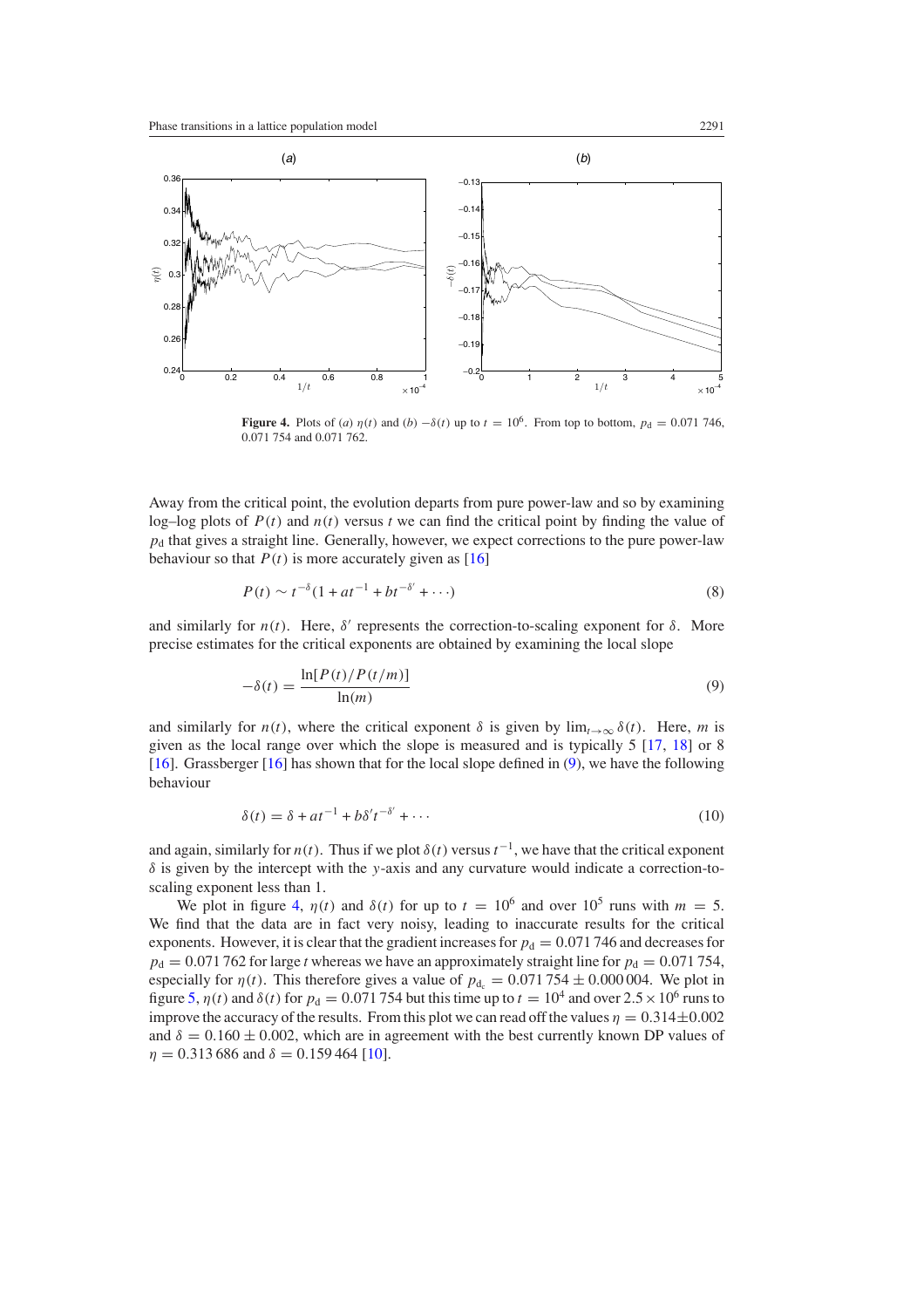**Figure 4.** Plots of (*a*) $\eta(t)$ and (*b*) $-\delta(t)$ up to $t = 10^6$. From top to bottom, $p_d = 0.071\,746$, 0.071 754 and 0.071 762.

Away from the critical point, the evolution departs from pure power-law and so by examining log–log plots of $P(t)$ and $n(t)$ versus $t$ we can find the critical point by finding the value of $p_d$ that gives a straight line. Generally, however, we expect corrections to the pure power-law behaviour so that $P(t)$ is more accurately given as [16]

$$P(t) \sim t^{-\delta}(1 + at^{-1} + bt^{-\delta'} + \cdots) \tag{8}$$

and similarly for $n(t)$. Here, $\delta'$ represents the correction-to-scaling exponent for $\delta$. More precise estimates for the critical exponents are obtained by examining the local slope

$$-\delta(t) = \frac{\ln[P(t)/P(t/m)]}{\ln(m)} \tag{9}$$

and similarly for $n(t)$, where the critical exponent $\delta$ is given by $\lim_{t\to\infty} \delta(t)$. Here, $m$ is given as the local range over which the slope is measured and is typically 5 [17, 18] or 8 [16]. Grassberger [16] has shown that for the local slope defined in (9), we have the following behaviour

$$\delta(t) = \delta + at^{-1} + b\delta' t^{-\delta'} + \cdots \tag{10}$$

and again, similarly for $n(t)$. Thus if we plot $\delta(t)$ versus $t^{-1}$, we have that the critical exponent $\delta$ is given by the intercept with the $y$-axis and any curvature would indicate a correction-to-scaling exponent less than 1.

We plot in figure 4, $\eta(t)$ and $\delta(t)$ for up to $t = 10^6$ and over $10^5$ runs with $m = 5$. We find that the data are in fact very noisy, leading to inaccurate results for the critical exponents. However, it is clear that the gradient increases for $p_d = 0.071\,746$ and decreases for $p_d = 0.071\,762$ for large $t$ whereas we have an approximately straight line for $p_d = 0.071\,754$, especially for $\eta(t)$. This therefore gives a value of $p_{d_c} = 0.071\,754 \pm 0.000\,004$. We plot in figure 5, $\eta(t)$ and $\delta(t)$ for $p_d = 0.071\,754$ but this time up to $t = 10^4$ and over $2.5 \times 10^6$ runs to improve the accuracy of the results. From this plot we can read off the values $\eta = 0.314 \pm 0.002$ and $\delta = 0.160 \pm 0.002$, which are in agreement with the best currently known DP values of $\eta = 0.313\,686$ and $\delta = 0.159\,464$ [10].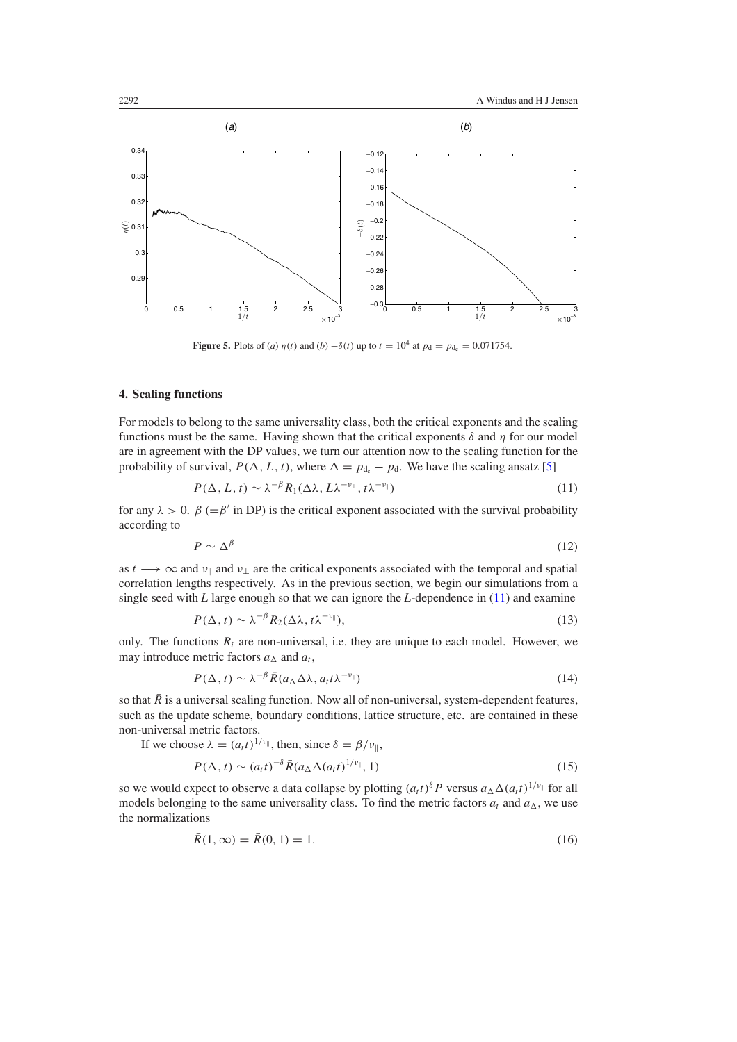**Figure 5.** Plots of (a) $\eta(t)$ and (b) $-\delta(t)$ up to $t = 10^4$ at $p_d = p_{d_c} = 0.071754$.

## 4. Scaling functions

For models to belong to the same universality class, both the critical exponents and the scaling functions must be the same. Having shown that the critical exponents $\delta$ and $\eta$ for our model are in agreement with the DP values, we turn our attention now to the scaling function for the probability of survival, $P(\Delta, L, t)$, where $\Delta = p_{d_c} - p_d$. We have the scaling ansatz [5]

$$P(\Delta, L, t) \sim \lambda^{-\beta} R_1(\Delta\lambda, L\lambda^{-\nu_\perp}, t\lambda^{-\nu_\|}) \tag{11}$$

for any $\lambda > 0$. $\beta$ ($=\beta'$ in DP) is the critical exponent associated with the survival probability according to

$$P \sim \Delta^{\beta} \tag{12}$$

as $t \longrightarrow \infty$ and $\nu_\|$ and $\nu_\perp$ are the critical exponents associated with the temporal and spatial correlation lengths respectively. As in the previous section, we begin our simulations from a single seed with $L$ large enough so that we can ignore the $L$-dependence in (11) and examine

$$P(\Delta, t) \sim \lambda^{-\beta} R_2(\Delta\lambda, t\lambda^{-\nu_\|}), \tag{13}$$

only. The functions $R_i$ are non-universal, i.e. they are unique to each model. However, we may introduce metric factors $a_\Delta$ and $a_t$,

$$P(\Delta, t) \sim \lambda^{-\beta} \bar{R}(a_\Delta \Delta\lambda, a_t t\lambda^{-\nu_\|}) \tag{14}$$

so that $\bar{R}$ is a universal scaling function. Now all of non-universal, system-dependent features, such as the update scheme, boundary conditions, lattice structure, etc. are contained in these non-universal metric factors.

If we choose $\lambda = (a_t t)^{1/\nu_\|}$, then, since $\delta = \beta/\nu_\|$,

$$P(\Delta, t) \sim (a_t t)^{-\delta} \bar{R}(a_\Delta \Delta (a_t t)^{1/\nu_\|}, 1) \tag{15}$$

so we would expect to observe a data collapse by plotting $(a_t t)^{\delta} P$ versus $a_\Delta \Delta (a_t t)^{1/\nu_\|}$ for all models belonging to the same universality class. To find the metric factors $a_t$ and $a_\Delta$, we use the normalizations

$$\bar{R}(1, \infty) = \bar{R}(0, 1) = 1. \tag{16}$$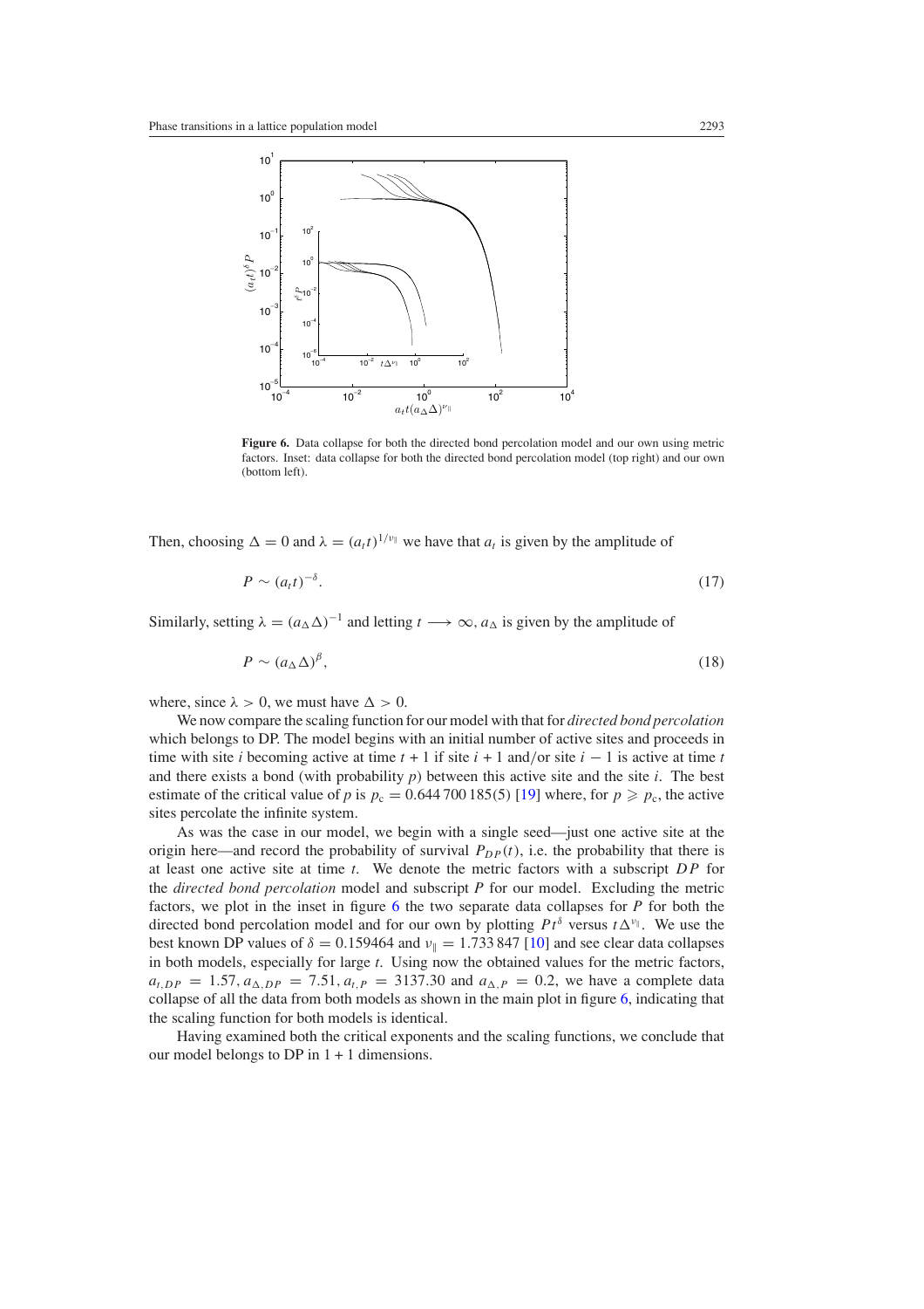**Figure 6.** Data collapse for both the directed bond percolation model and our own using metric factors. Inset: data collapse for both the directed bond percolation model (top right) and our own (bottom left).

Then, choosing $\Delta = 0$ and $\lambda = (a_t t)^{1/\nu_\parallel}$ we have that $a_t$ is given by the amplitude of

$$P \sim (a_t t)^{-\delta}. \tag{17}$$

Similarly, setting $\lambda = (a_\Delta \Delta)^{-1}$ and letting $t \longrightarrow \infty$, $a_\Delta$ is given by the amplitude of

$$P \sim (a_\Delta \Delta)^{\beta}, \tag{18}$$

where, since $\lambda > 0$, we must have $\Delta > 0$.

We now compare the scaling function for our model with that for *directed bond percolation* which belongs to DP. The model begins with an initial number of active sites and proceeds in time with site $i$ becoming active at time $t + 1$ if site $i + 1$ and/or site $i - 1$ is active at time $t$ and there exists a bond (with probability $p$) between this active site and the site $i$. The best estimate of the critical value of $p$ is $p_c = 0.644\,700\,185(5)$ [19] where, for $p \geqslant p_c$, the active sites percolate the infinite system.

As was the case in our model, we begin with a single seed—just one active site at the origin here—and record the probability of survival $P_{DP}(t)$, i.e. the probability that there is at least one active site at time $t$. We denote the metric factors with a subscript $DP$ for the *directed bond percolation* model and subscript $P$ for our model. Excluding the metric factors, we plot in the inset in figure 6 the two separate data collapses for $P$ for both the directed bond percolation model and for our own by plotting $Pt^\delta$ versus $t\Delta^{\nu_\parallel}$. We use the best known DP values of $\delta = 0.159464$ and $\nu_\parallel = 1.733\,847$ [10] and see clear data collapses in both models, especially for large $t$. Using now the obtained values for the metric factors, $a_{t,DP} = 1.57$, $a_{\Delta,DP} = 7.51$, $a_{t,P} = 3137.30$ and $a_{\Delta,P} = 0.2$, we have a complete data collapse of all the data from both models as shown in the main plot in figure 6, indicating that the scaling function for both models is identical.

Having examined both the critical exponents and the scaling functions, we conclude that our model belongs to DP in 1 + 1 dimensions.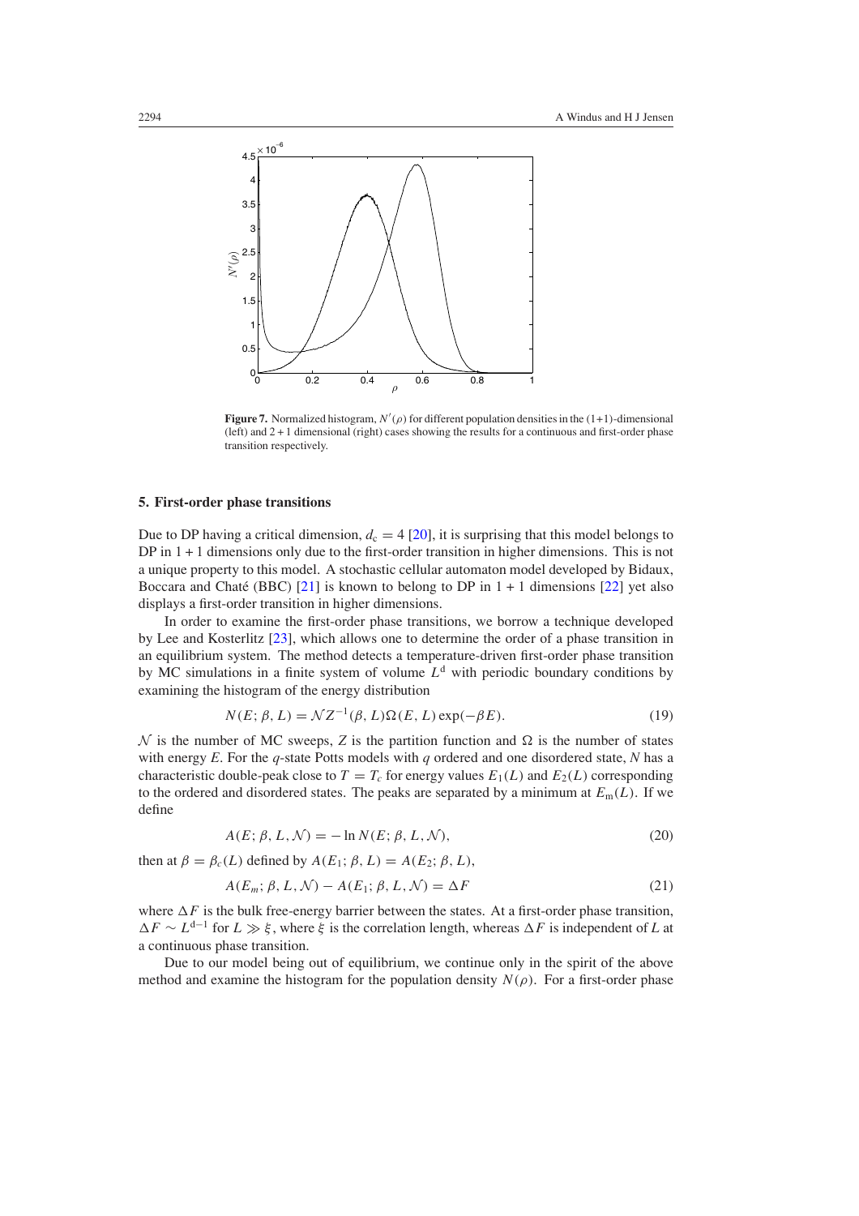**Figure 7.** Normalized histogram, $N'(\rho)$ for different population densities in the (1+1)-dimensional (left) and 2 + 1 dimensional (right) cases showing the results for a continuous and first-order phase transition respectively.

## 5. First-order phase transitions

Due to DP having a critical dimension, $d_c = 4$ [20], it is surprising that this model belongs to DP in 1 + 1 dimensions only due to the first-order transition in higher dimensions. This is not a unique property to this model. A stochastic cellular automaton model developed by Bidaux, Boccara and Chaté (BBC) [21] is known to belong to DP in 1 + 1 dimensions [22] yet also displays a first-order transition in higher dimensions.

In order to examine the first-order phase transitions, we borrow a technique developed by Lee and Kosterlitz [23], which allows one to determine the order of a phase transition in an equilibrium system. The method detects a temperature-driven first-order phase transition by MC simulations in a finite system of volume $L^d$ with periodic boundary conditions by examining the histogram of the energy distribution

$$N(E; \beta, L) = \mathcal{N} Z^{-1}(\beta, L)\Omega(E, L)\exp(-\beta E). \tag{19}$$

$\mathcal{N}$ is the number of MC sweeps, $Z$ is the partition function and $\Omega$ is the number of states with energy $E$. For the $q$-state Potts models with $q$ ordered and one disordered state, $N$ has a characteristic double-peak close to $T = T_c$ for energy values $E_1(L)$ and $E_2(L)$ corresponding to the ordered and disordered states. The peaks are separated by a minimum at $E_m(L)$. If we define

$$A(E; \beta, L, \mathcal{N}) = -\ln N(E; \beta, L, \mathcal{N}), \tag{20}$$

then at $\beta = \beta_c(L)$ defined by $A(E_1; \beta, L) = A(E_2; \beta, L)$,

$$A(E_m; \beta, L, \mathcal{N}) - A(E_1; \beta, L, \mathcal{N}) = \Delta F \tag{21}$$

where $\Delta F$ is the bulk free-energy barrier between the states. At a first-order phase transition, $\Delta F \sim L^{d-1}$ for $L \gg \xi$, where $\xi$ is the correlation length, whereas $\Delta F$ is independent of $L$ at a continuous phase transition.

Due to our model being out of equilibrium, we continue only in the spirit of the above method and examine the histogram for the population density $N(\rho)$. For a first-order phase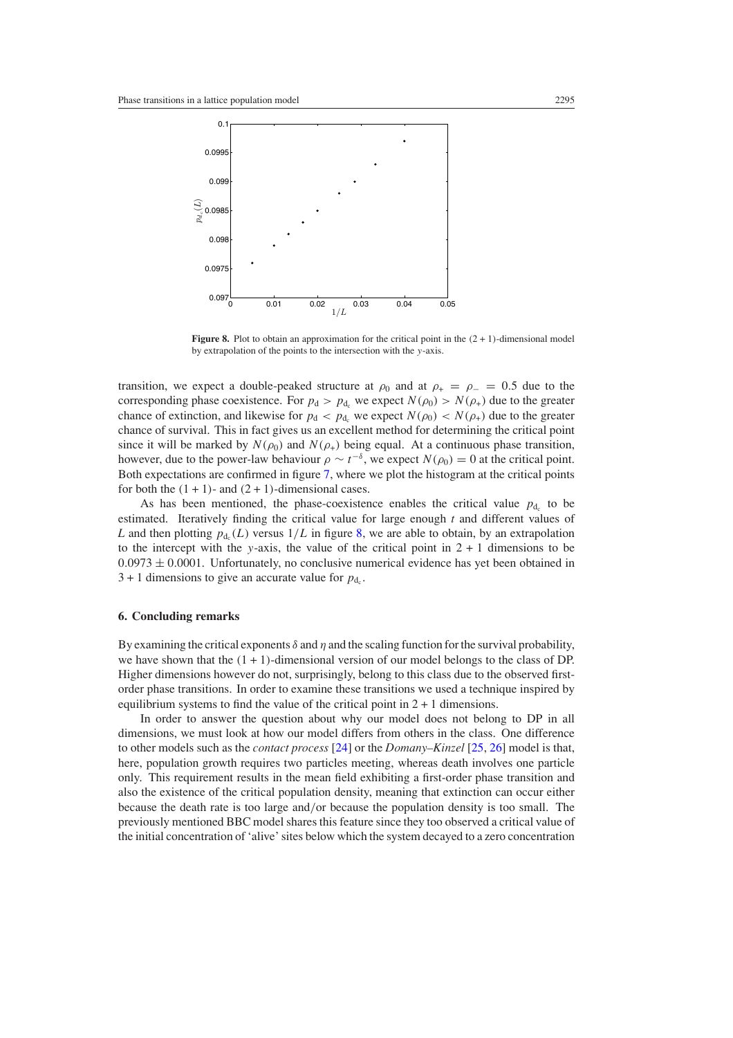**Figure 8.** Plot to obtain an approximation for the critical point in the (2 + 1)-dimensional model by extrapolation of the points to the intersection with the $y$-axis.

transition, we expect a double-peaked structure at $\rho_0$ and at $\rho_+ = \rho_- = 0.5$ due to the corresponding phase coexistence. For $p_d > p_{d_c}$ we expect $N(\rho_0) > N(\rho_+)$ due to the greater chance of extinction, and likewise for $p_d < p_{d_c}$ we expect $N(\rho_0) < N(\rho_+)$ due to the greater chance of survival. This in fact gives us an excellent method for determining the critical point since it will be marked by $N(\rho_0)$ and $N(\rho_+)$ being equal. At a continuous phase transition, however, due to the power-law behaviour $\rho \sim t^{-\delta}$, we expect $N(\rho_0) = 0$ at the critical point. Both expectations are confirmed in figure 7, where we plot the histogram at the critical points for both the (1 + 1)- and (2 + 1)-dimensional cases.

As has been mentioned, the phase-coexistence enables the critical value $p_{d_c}$ to be estimated. Iteratively finding the critical value for large enough $t$ and different values of $L$ and then plotting $p_{d_c}(L)$ versus $1/L$ in figure 8, we are able to obtain, by an extrapolation to the intercept with the $y$-axis, the value of the critical point in 2 + 1 dimensions to be $0.0973 \pm 0.0001$. Unfortunately, no conclusive numerical evidence has yet been obtained in 3 + 1 dimensions to give an accurate value for $p_{d_c}$.

## 6. Concluding remarks

By examining the critical exponents $\delta$ and $\eta$ and the scaling function for the survival probability, we have shown that the (1 + 1)-dimensional version of our model belongs to the class of DP. Higher dimensions however do not, surprisingly, belong to this class due to the observed first-order phase transitions. In order to examine these transitions we used a technique inspired by equilibrium systems to find the value of the critical point in 2 + 1 dimensions.

In order to answer the question about why our model does not belong to DP in all dimensions, we must look at how our model differs from others in the class. One difference to other models such as the *contact process* [24] or the *Domany–Kinzel* [25, 26] model is that, here, population growth requires two particles meeting, whereas death involves one particle only. This requirement results in the mean field exhibiting a first-order phase transition and also the existence of the critical population density, meaning that extinction can occur either because the death rate is too large and/or because the population density is too small. The previously mentioned BBC model shares this feature since they too observed a critical value of the initial concentration of 'alive' sites below which the system decayed to a zero concentration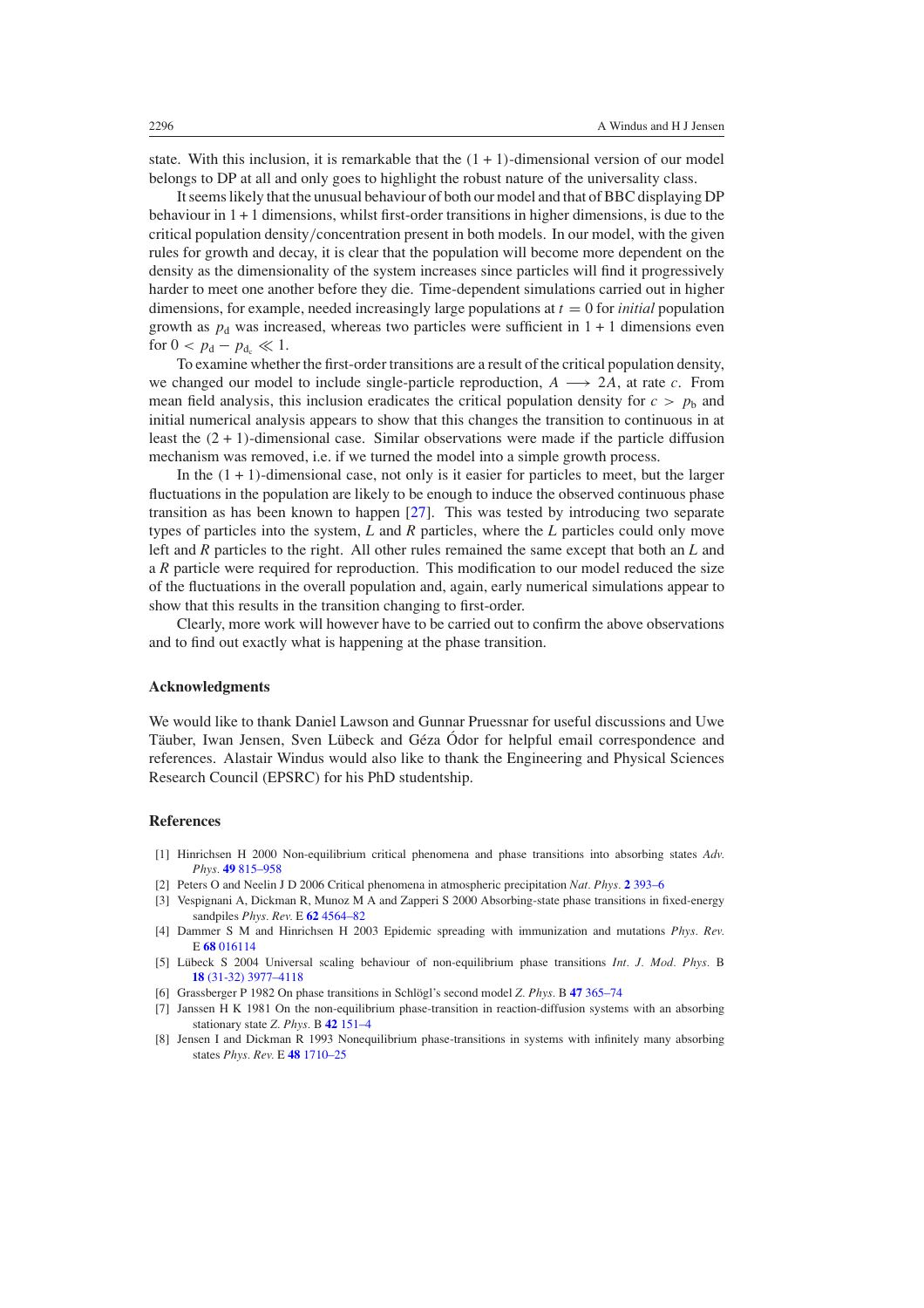state. With this inclusion, it is remarkable that the $(1 + 1)$-dimensional version of our model belongs to DP at all and only goes to highlight the robust nature of the universality class.

It seems likely that the unusual behaviour of both our model and that of BBC displaying DP behaviour in $1+1$ dimensions, whilst first-order transitions in higher dimensions, is due to the critical population density/concentration present in both models. In our model, with the given rules for growth and decay, it is clear that the population will become more dependent on the density as the dimensionality of the system increases since particles will find it progressively harder to meet one another before they die. Time-dependent simulations carried out in higher dimensions, for example, needed increasingly large populations at $t = 0$ for *initial* population growth as $p_d$ was increased, whereas two particles were sufficient in $1 + 1$ dimensions even for $0 < p_d - p_{d_c} \ll 1$.

To examine whether the first-order transitions are a result of the critical population density, we changed our model to include single-particle reproduction, $A \longrightarrow 2A$, at rate $c$. From mean field analysis, this inclusion eradicates the critical population density for $c > p_b$ and initial numerical analysis appears to show that this changes the transition to continuous in at least the $(2 + 1)$-dimensional case. Similar observations were made if the particle diffusion mechanism was removed, i.e. if we turned the model into a simple growth process.

In the $(1 + 1)$-dimensional case, not only is it easier for particles to meet, but the larger fluctuations in the population are likely to be enough to induce the observed continuous phase transition as has been known to happen [27]. This was tested by introducing two separate types of particles into the system, $L$ and $R$ particles, where the $L$ particles could only move left and $R$ particles to the right. All other rules remained the same except that both an $L$ and a $R$ particle were required for reproduction. This modification to our model reduced the size of the fluctuations in the overall population and, again, early numerical simulations appear to show that this results in the transition changing to first-order.

Clearly, more work will however have to be carried out to confirm the above observations and to find out exactly what is happening at the phase transition.

## Acknowledgments

We would like to thank Daniel Lawson and Gunnar Pruessnar for useful discussions and Uwe Täuber, Iwan Jensen, Sven Lübeck and Géza Ódor for helpful email correspondence and references. Alastair Windus would also like to thank the Engineering and Physical Sciences Research Council (EPSRC) for his PhD studentship.

## References

[1] Hinrichsen H 2000 Non-equilibrium critical phenomena and phase transitions into absorbing states *Adv. Phys.* **49** 815–958

[2] Peters O and Neelin J D 2006 Critical phenomena in atmospheric precipitation *Nat. Phys.* **2** 393–6

[3] Vespignani A, Dickman R, Munoz M A and Zapperi S 2000 Absorbing-state phase transitions in fixed-energy sandpiles *Phys. Rev.* E **62** 4564–82

[4] Dammer S M and Hinrichsen H 2003 Epidemic spreading with immunization and mutations *Phys. Rev.* E **68** 016114

[5] Lübeck S 2004 Universal scaling behaviour of non-equilibrium phase transitions *Int. J. Mod. Phys.* B **18** (31-32) 3977–4118

[6] Grassberger P 1982 On phase transitions in Schlögl's second model *Z. Phys.* B **47** 365–74

[7] Janssen H K 1981 On the non-equilibrium phase-transition in reaction-diffusion systems with an absorbing stationary state *Z. Phys.* B **42** 151–4

[8] Jensen I and Dickman R 1993 Nonequilibrium phase-transitions in systems with infinitely many absorbing states *Phys. Rev.* E **48** 1710–25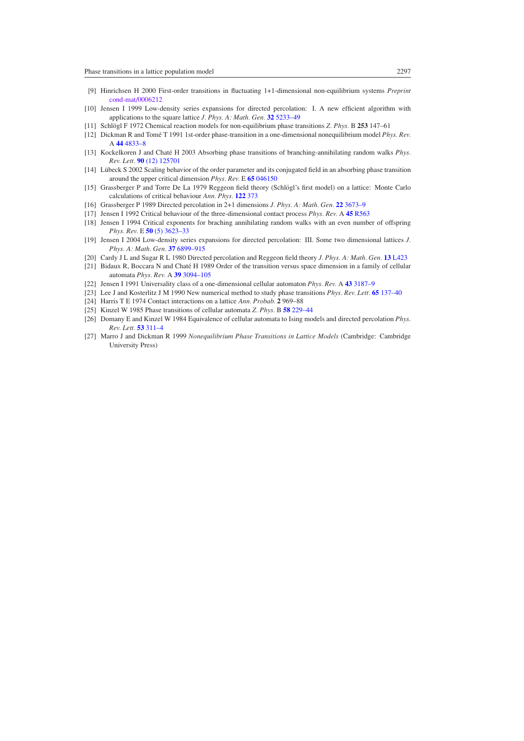[9] Hinrichsen H 2000 First-order transitions in fluctuating 1+1-dimensional non-equilibrium systems *Preprint* cond-mat/0006212

[10] Jensen I 1999 Low-density series expansions for directed percolation: I. A new efficient algorithm with applications to the square lattice *J. Phys. A: Math. Gen.* **32** 5233–49

[11] Schlögl F 1972 Chemical reaction models for non-equilibrium phase transitions *Z. Phys.* B **253** 147–61

[12] Dickman R and Tomé T 1991 1st-order phase-transition in a one-dimensional nonequilibrium model *Phys. Rev.* A **44** 4833–8

[13] Kockelkoren J and Chaté H 2003 Absorbing phase transitions of branching-annihilating random walks *Phys. Rev. Lett.* **90** (12) 125701

[14] Lübeck S 2002 Scaling behavior of the order parameter and its conjugated field in an absorbing phase transition around the upper critical dimension *Phys. Rev.* E **65** 046150

[15] Grassberger P and Torre De La 1979 Reggeon field theory (Schlögl's first model) on a lattice: Monte Carlo calculations of critical behaviour *Ann. Phys.* **122** 373

[16] Grassberger P 1989 Directed percolation in 2+1 dimensions *J. Phys. A: Math. Gen.* **22** 3673–9

[17] Jensen I 1992 Critical behaviour of the three-dimensional contact process *Phys. Rev.* A **45** R563

[18] Jensen I 1994 Critical exponents for braching annihilating random walks with an even number of offspring *Phys. Rev.* E **50** (5) 3623–33

[19] Jensen I 2004 Low-density series expansions for directed percolation: III. Some two dimensional lattices *J. Phys. A: Math. Gen.* **37** 6899–915

[20] Cardy J L and Sugar R L 1980 Directed percolation and Reggeon field theory *J. Phys. A: Math. Gen.* **13** L423

[21] Bidaux R, Boccara N and Chaté H 1989 Order of the transition versus space dimension in a family of cellular automata *Phys. Rev.* A **39** 3094–105

[22] Jensen I 1991 Universality class of a one-dimensional cellular automaton *Phys. Rev.* A **43** 3187–9

[23] Lee J and Kosterlitz J M 1990 New numerical method to study phase transitions *Phys. Rev. Lett.* **65** 137–40

[24] Harris T E 1974 Contact interactions on a lattice *Ann. Probab.* **2** 969–88

[25] Kinzel W 1985 Phase transitions of cellular automata *Z. Phys.* B **58** 229–44

[26] Domany E and Kinzel W 1984 Equivalence of cellular automata to Ising models and directed percolation *Phys. Rev. Lett.* **53** 311–4

[27] Marro J and Dickman R 1999 *Nonequilibrium Phase Transitions in Lattice Models* (Cambridge: Cambridge University Press)